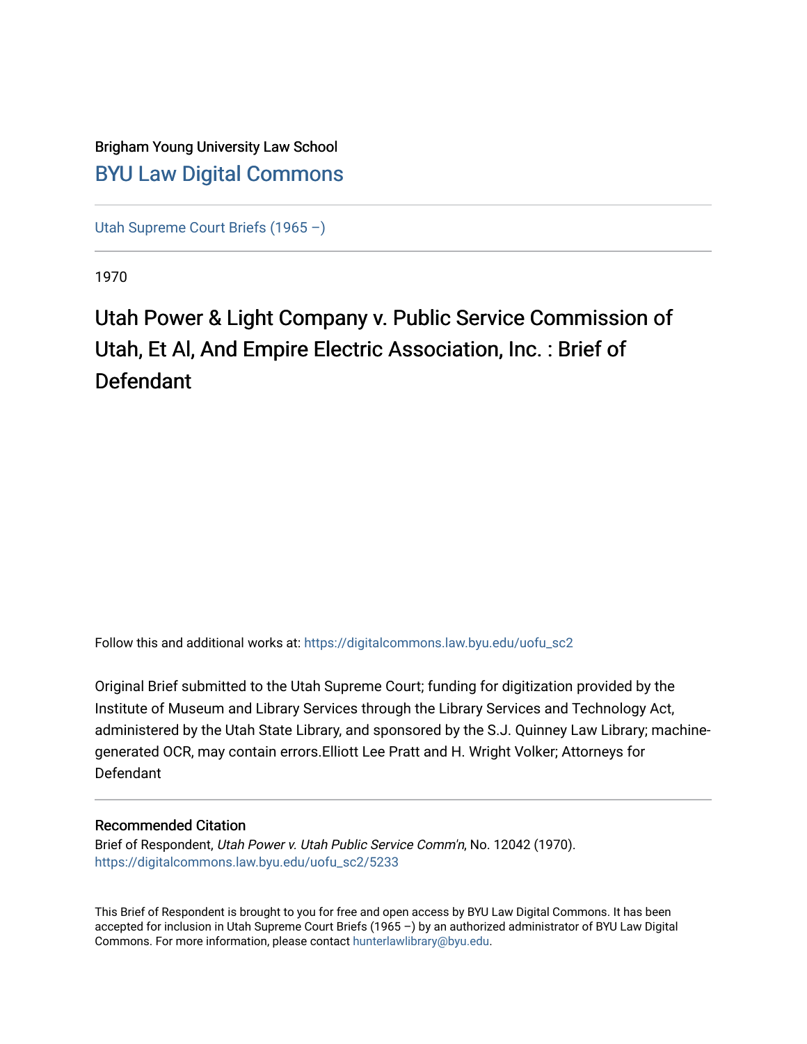Brigham Young University Law School

## BYU Law Digital Commons

Utah Supreme Court Briefs (1965 –)

1970

# Utah Power & Light Company v. Public Service Commission of Utah, Et Al, And Empire Electric Association, Inc. : Brief of Defendant

Follow this and additional works at: https://digitalcommons.law.byu.edu/uofu_sc2

Original Brief submitted to the Utah Supreme Court; funding for digitization provided by the Institute of Museum and Library Services through the Library Services and Technology Act, administered by the Utah State Library, and sponsored by the S.J. Quinney Law Library; machine-generated OCR, may contain errors.Elliott Lee Pratt and H. Wright Volker; Attorneys for Defendant

### Recommended Citation

Brief of Respondent, *Utah Power v. Utah Public Service Comm'n*, No. 12042 (1970).
https://digitalcommons.law.byu.edu/uofu_sc2/5233

This Brief of Respondent is brought to you for free and open access by BYU Law Digital Commons. It has been accepted for inclusion in Utah Supreme Court Briefs (1965 –) by an authorized administrator of BYU Law Digital Commons. For more information, please contact hunterlawlibrary@byu.edu.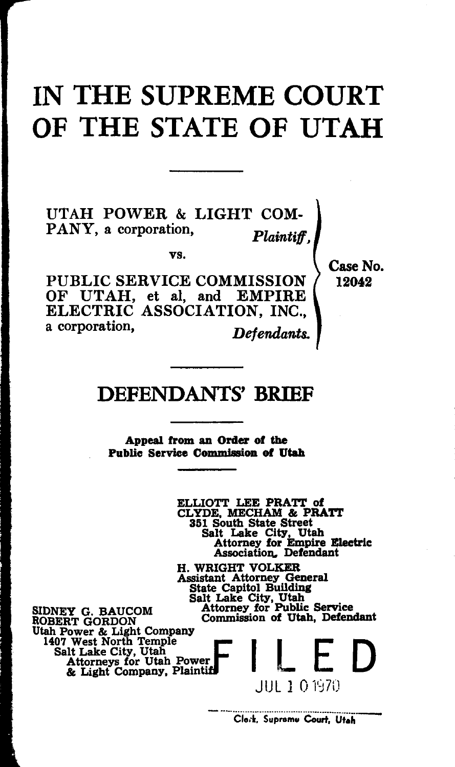# IN THE SUPREME COURT OF THE STATE OF UTAH

UTAH POWER & LIGHT COMPANY, a corporation, *Plaintiff*,

vs.

PUBLIC SERVICE COMMISSION OF UTAH, et al, and EMPIRE ELECTRIC ASSOCIATION, INC., a corporation, *Defendants.*

Case No. 12042

## DEFENDANTS' BRIEF

**Appeal from an Order of the Public Service Commission of Utah**

ELLIOTT LEE PRATT of
CLYDE, MECHAM & PRATT
351 South State Street
Salt Lake City, Utah
Attorney for Empire Electric Association, Defendant

H. WRIGHT VOLKER
Assistant Attorney General
State Capitol Building
Salt Lake City, Utah
Attorney for Public Service Commission of Utah, Defendant

SIDNEY G. BAUCOM
ROBERT GORDON
Utah Power & Light Company
1407 West North Temple
Salt Lake City, Utah
Attorneys for Utah Power & Light Company, Plaintiff

FILED
JUL 10 1970
Clerk, Supreme Court, Utah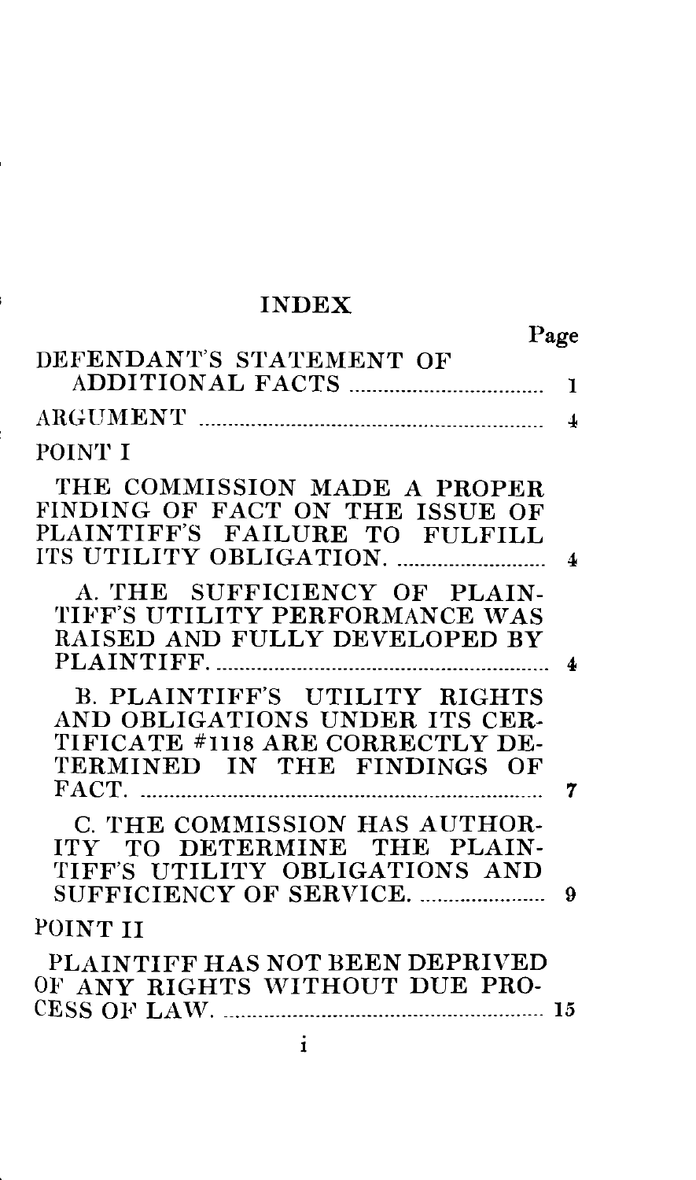# INDEX

| | Page |
|---|---|
| DEFENDANT'S STATEMENT OF ADDITIONAL FACTS | 1 |
| ARGUMENT | 4 |
| POINT I | |
| THE COMMISSION MADE A PROPER FINDING OF FACT ON THE ISSUE OF PLAINTIFF'S FAILURE TO FULFILL ITS UTILITY OBLIGATION. | 4 |
| A. THE SUFFICIENCY OF PLAINTIFF'S UTILITY PERFORMANCE WAS RAISED AND FULLY DEVELOPED BY PLAINTIFF. | 4 |
| B. PLAINTIFF'S UTILITY RIGHTS AND OBLIGATIONS UNDER ITS CERTIFICATE #1118 ARE CORRECTLY DETERMINED IN THE FINDINGS OF FACT. | 7 |
| C. THE COMMISSION HAS AUTHORITY TO DETERMINE THE PLAINTIFF'S UTILITY OBLIGATIONS AND SUFFICIENCY OF SERVICE. | 9 |
| POINT II | |
| PLAINTIFF HAS NOT BEEN DEPRIVED OF ANY RIGHTS WITHOUT DUE PROCESS OF LAW. | 15 |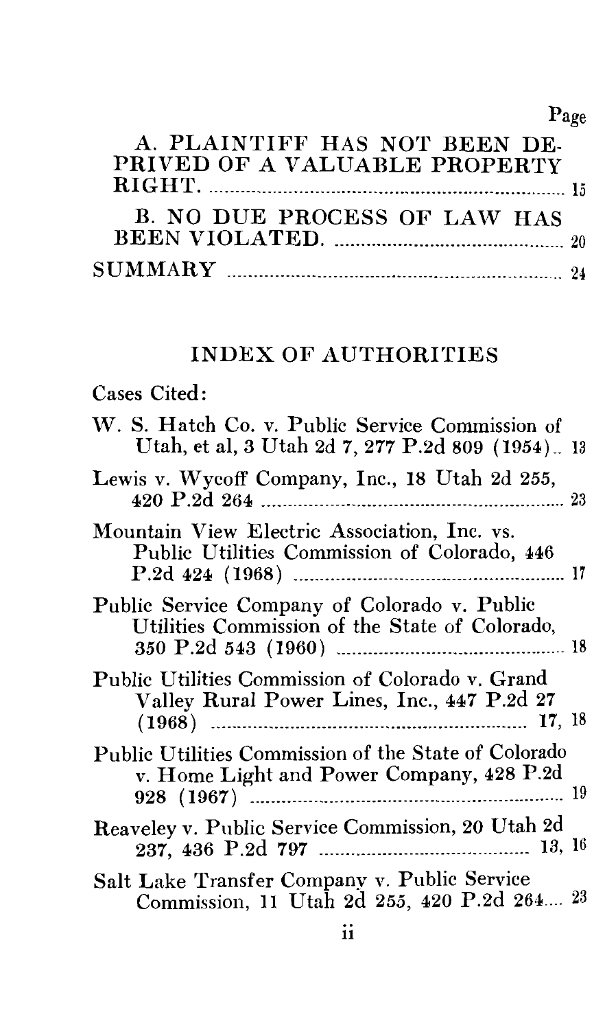Page

A. PLAINTIFF HAS NOT BEEN DEPRIVED OF A VALUABLE PROPERTY RIGHT. .......... 15

B. NO DUE PROCESS OF LAW HAS BEEN VIOLATED. .......... 20

SUMMARY .......... 24

## INDEX OF AUTHORITIES

Cases Cited:

W. S. Hatch Co. v. Public Service Commission of Utah, et al, 3 Utah 2d 7, 277 P.2d 809 (1954).. 13

Lewis v. Wycoff Company, Inc., 18 Utah 2d 255, 420 P.2d 264 .......... 23

Mountain View Electric Association, Inc. vs. Public Utilities Commission of Colorado, 446 P.2d 424 (1968) .......... 17

Public Service Company of Colorado v. Public Utilities Commission of the State of Colorado, 350 P.2d 543 (1960) .......... 18

Public Utilities Commission of Colorado v. Grand Valley Rural Power Lines, Inc., 447 P.2d 27 (1968) .......... 17, 18

Public Utilities Commission of the State of Colorado v. Home Light and Power Company, 428 P.2d 928 (1967) .......... 19

Reaveley v. Public Service Commission, 20 Utah 2d 237, 436 P.2d 797 .......... 13, 16

Salt Lake Transfer Company v. Public Service Commission, 11 Utah 2d 255, 420 P.2d 264.... 23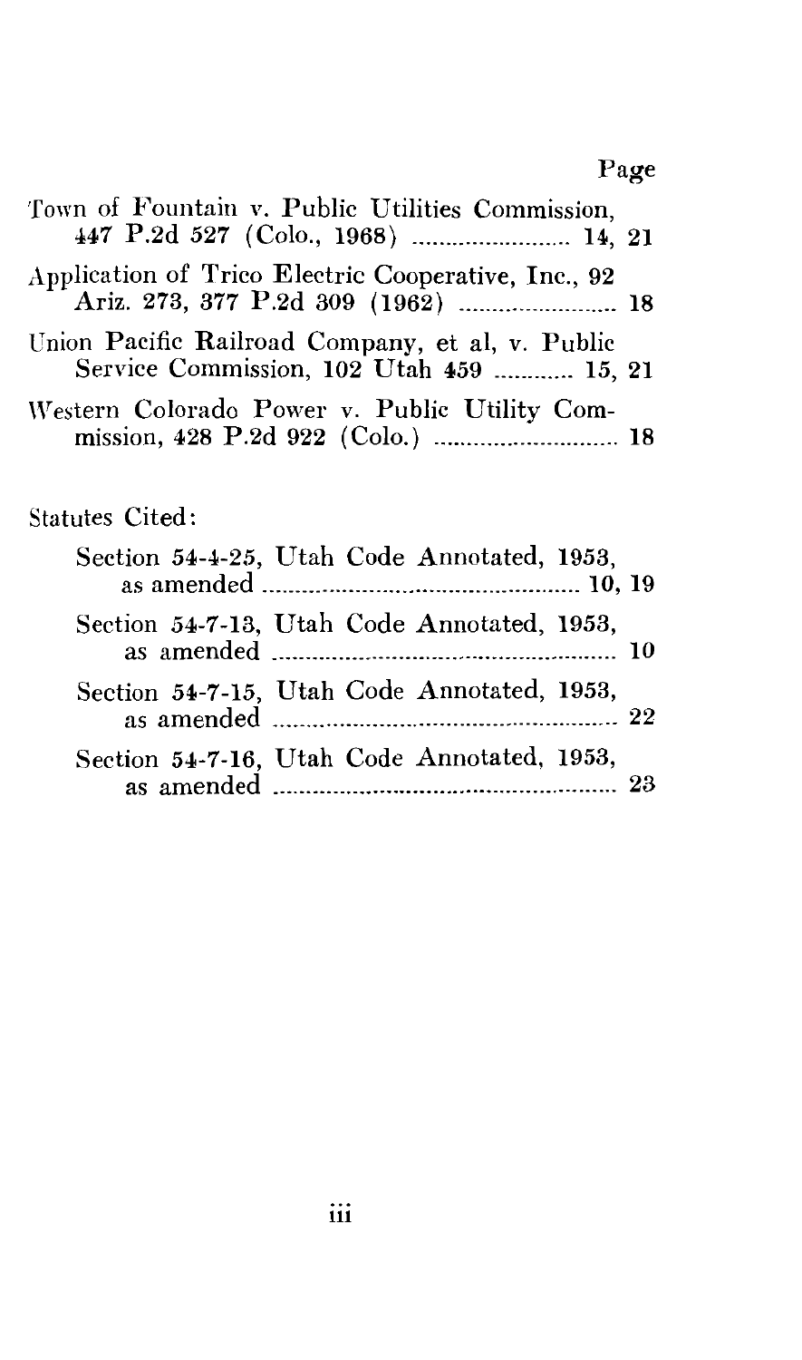Page

Town of Fountain v. Public Utilities Commission, 447 P.2d 527 (Colo., 1968) .................. 14, 21

Application of Trico Electric Cooperative, Inc., 92 Ariz. 273, 377 P.2d 309 (1962) .................. 18

Union Pacific Railroad Company, et al, v. Public Service Commission, 102 Utah 459 .......... 15, 21

Western Colorado Power v. Public Utility Commission, 428 P.2d 922 (Colo.) .................. 18

Statutes Cited:

Section 54-4-25, Utah Code Annotated, 1953, as amended .................. 10, 19

Section 54-7-13, Utah Code Annotated, 1953, as amended .................. 10

Section 54-7-15, Utah Code Annotated, 1953, as amended .................. 22

Section 54-7-16, Utah Code Annotated, 1953, as amended .................. 23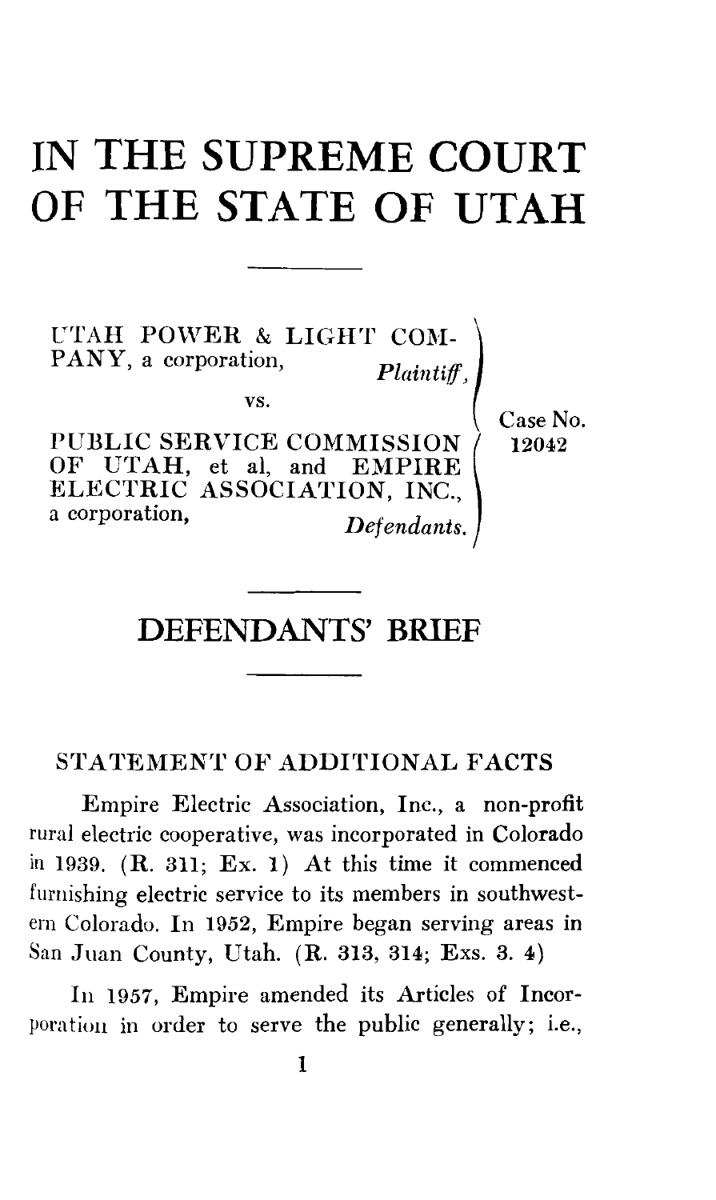# IN THE SUPREME COURT OF THE STATE OF UTAH

UTAH POWER & LIGHT COMPANY, a corporation, *Plaintiff*,

vs.

PUBLIC SERVICE COMMISSION OF UTAH, et al, and EMPIRE ELECTRIC ASSOCIATION, INC., a corporation, *Defendants*.

Case No. 12042

## DEFENDANTS' BRIEF

### STATEMENT OF ADDITIONAL FACTS

Empire Electric Association, Inc., a non-profit rural electric cooperative, was incorporated in Colorado in 1939. (R. 311; Ex. 1) At this time it commenced furnishing electric service to its members in southwestern Colorado. In 1952, Empire began serving areas in San Juan County, Utah. (R. 313, 314; Exs. 3. 4)

In 1957, Empire amended its Articles of Incorporation in order to serve the public generally; i.e.,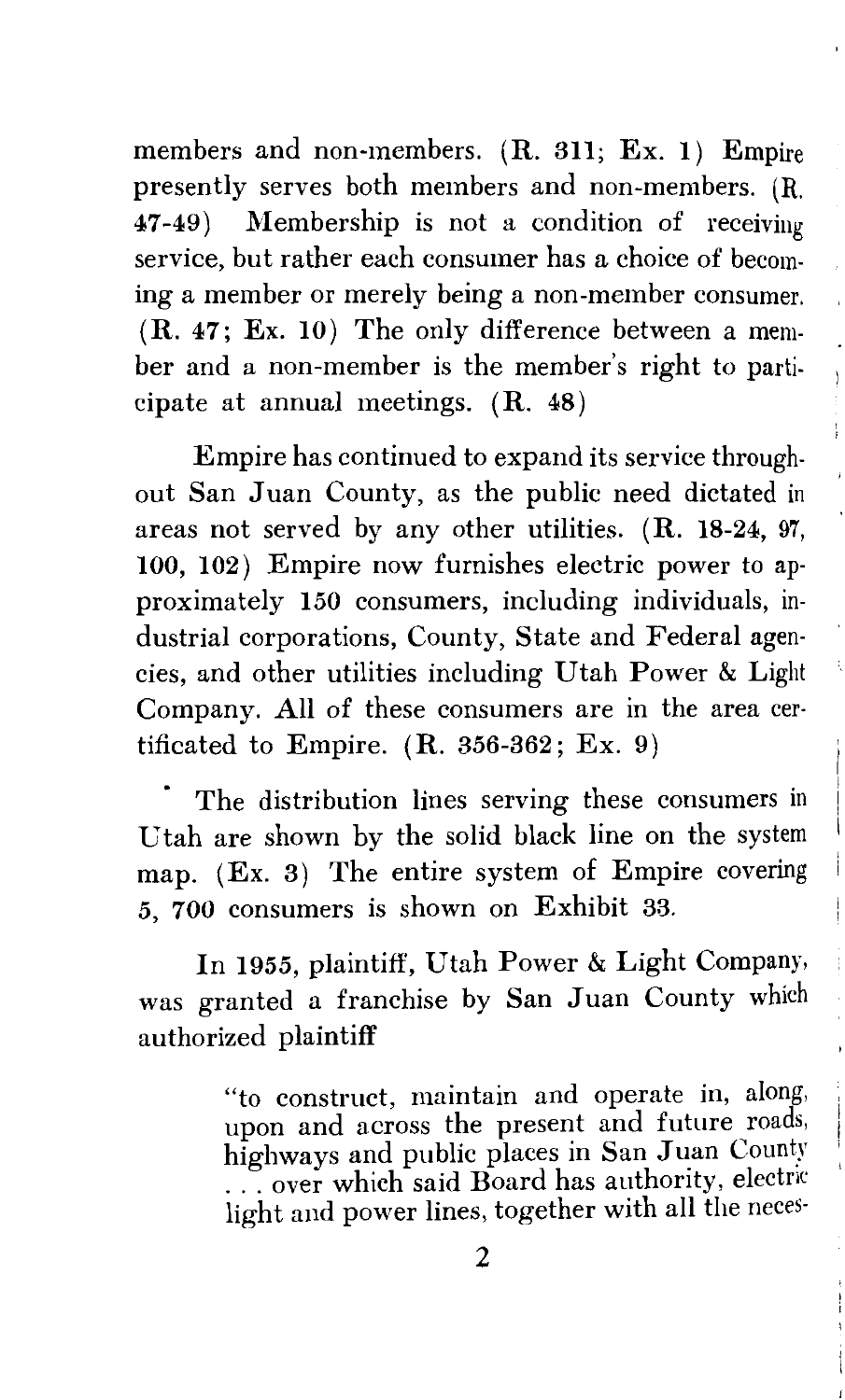members and non-members. (R. 311; Ex. 1) Empire presently serves both members and non-members. (R. 47-49) Membership is not a condition of receiving service, but rather each consumer has a choice of becoming a member or merely being a non-member consumer. (R. 47; Ex. 10) The only difference between a member and a non-member is the member's right to participate at annual meetings. (R. 48)

Empire has continued to expand its service throughout San Juan County, as the public need dictated in areas not served by any other utilities. (R. 18-24, 97, 100, 102) Empire now furnishes electric power to approximately 150 consumers, including individuals, industrial corporations, County, State and Federal agencies, and other utilities including Utah Power & Light Company. All of these consumers are in the area certificated to Empire. (R. 356-362; Ex. 9)

The distribution lines serving these consumers in Utah are shown by the solid black line on the system map. (Ex. 3) The entire system of Empire covering 5, 700 consumers is shown on Exhibit 33.

In 1955, plaintiff, Utah Power & Light Company, was granted a franchise by San Juan County which authorized plaintiff

> "to construct, maintain and operate in, along, upon and across the present and future roads, highways and public places in San Juan County . . . over which said Board has authority, electric light and power lines, together with all the neces-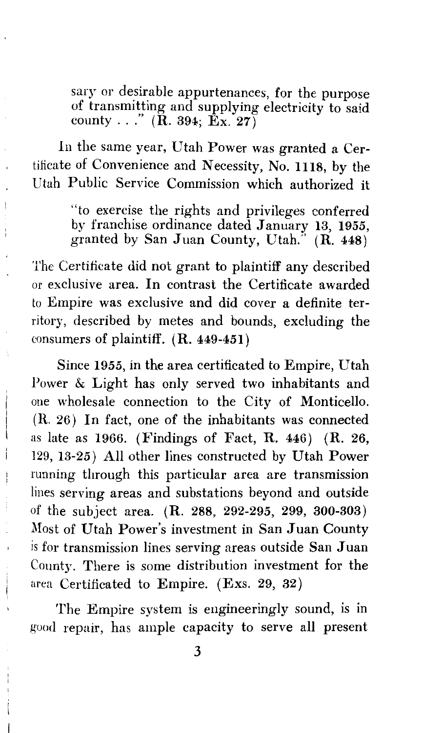sary or desirable appurtenances, for the purpose of transmitting and supplying electricity to said county . . ." (R. 394; Ex. 27)

In the same year, Utah Power was granted a Certificate of Convenience and Necessity, No. 1118, by the Utah Public Service Commission which authorized it

> "to exercise the rights and privileges conferred by franchise ordinance dated January 13, 1955, granted by San Juan County, Utah." (R. 448)

The Certificate did not grant to plaintiff any described or exclusive area. In contrast the Certificate awarded to Empire was exclusive and did cover a definite territory, described by metes and bounds, excluding the consumers of plaintiff. (R. 449-451)

Since 1955, in the area certificated to Empire, Utah Power & Light has only served two inhabitants and one wholesale connection to the City of Monticello. (R. 26) In fact, one of the inhabitants was connected as late as 1966. (Findings of Fact, R. 446) (R. 26, 129, 13-25) All other lines constructed by Utah Power running through this particular area are transmission lines serving areas and substations beyond and outside of the subject area. (R. 288, 292-295, 299, 300-303) Most of Utah Power's investment in San Juan County is for transmission lines serving areas outside San Juan County. There is some distribution investment for the area Certificated to Empire. (Exs. 29, 32)

The Empire system is engineeringly sound, is in good repair, has ample capacity to serve all present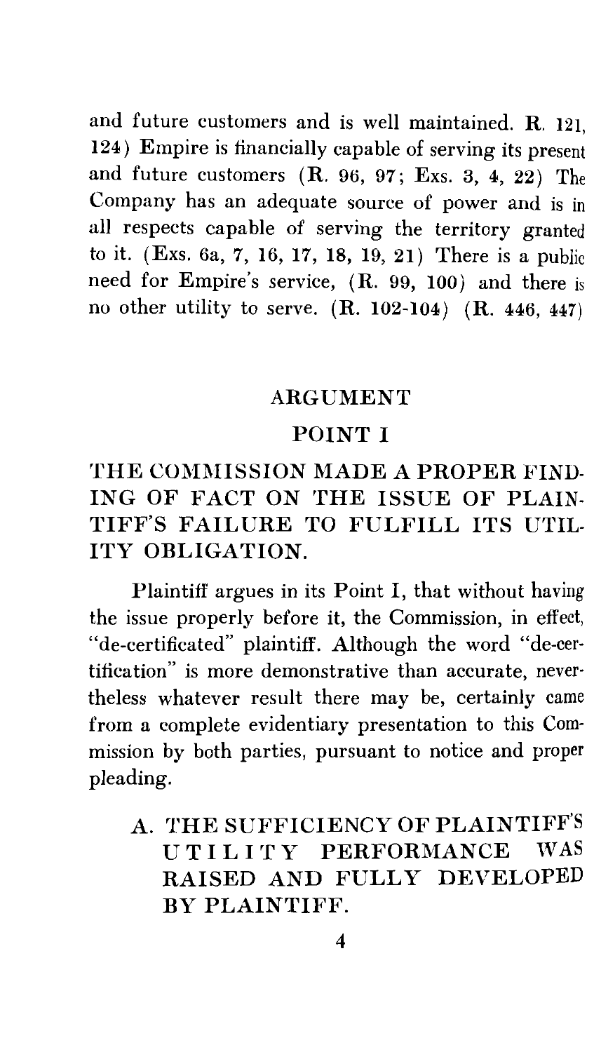and future customers and is well maintained. R. 121, 124) Empire is financially capable of serving its present and future customers (R. 96, 97; Exs. 3, 4, 22) The Company has an adequate source of power and is in all respects capable of serving the territory granted to it. (Exs. 6a, 7, 16, 17, 18, 19, 21) There is a public need for Empire's service, (R. 99, 100) and there is no other utility to serve. (R. 102-104) (R. 446, 447)

## ARGUMENT

### POINT I

### THE COMMISSION MADE A PROPER FINDING OF FACT ON THE ISSUE OF PLAINTIFF'S FAILURE TO FULFILL ITS UTILITY OBLIGATION.

Plaintiff argues in its Point I, that without having the issue properly before it, the Commission, in effect, "de-certificated" plaintiff. Although the word "de-certification" is more demonstrative than accurate, nevertheless whatever result there may be, certainly came from a complete evidentiary presentation to this Commission by both parties, pursuant to notice and proper pleading.

#### A. THE SUFFICIENCY OF PLAINTIFF'S UTILITY PERFORMANCE WAS RAISED AND FULLY DEVELOPED BY PLAINTIFF.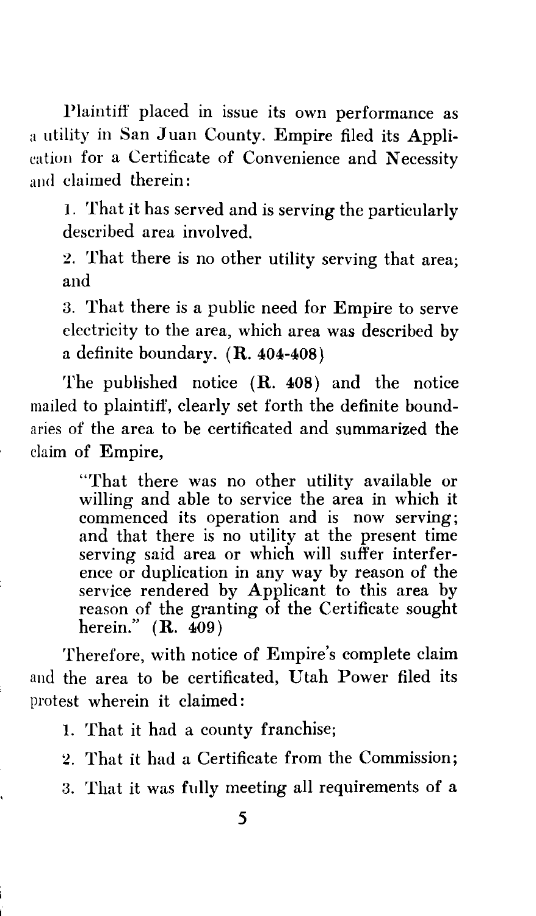Plaintiff placed in issue its own performance as a utility in San Juan County. Empire filed its Application for a Certificate of Convenience and Necessity and claimed therein:

1. That it has served and is serving the particularly described area involved.

2. That there is no other utility serving that area; and

3. That there is a public need for Empire to serve electricity to the area, which area was described by a definite boundary. (**R. 404-408**)

The published notice (**R. 408**) and the notice mailed to plaintiff, clearly set forth the definite boundaries of the area to be certificated and summarized the claim of Empire,

> "That there was no other utility available or willing and able to service the area in which it commenced its operation and is now serving; and that there is no utility at the present time serving said area or which will suffer interference or duplication in any way by reason of the service rendered by Applicant to this area by reason of the granting of the Certificate sought herein." (**R. 409**)

Therefore, with notice of Empire's complete claim and the area to be certificated, Utah Power filed its protest wherein it claimed:

1. That it had a county franchise;

2. That it had a Certificate from the Commission;

3. That it was fully meeting all requirements of a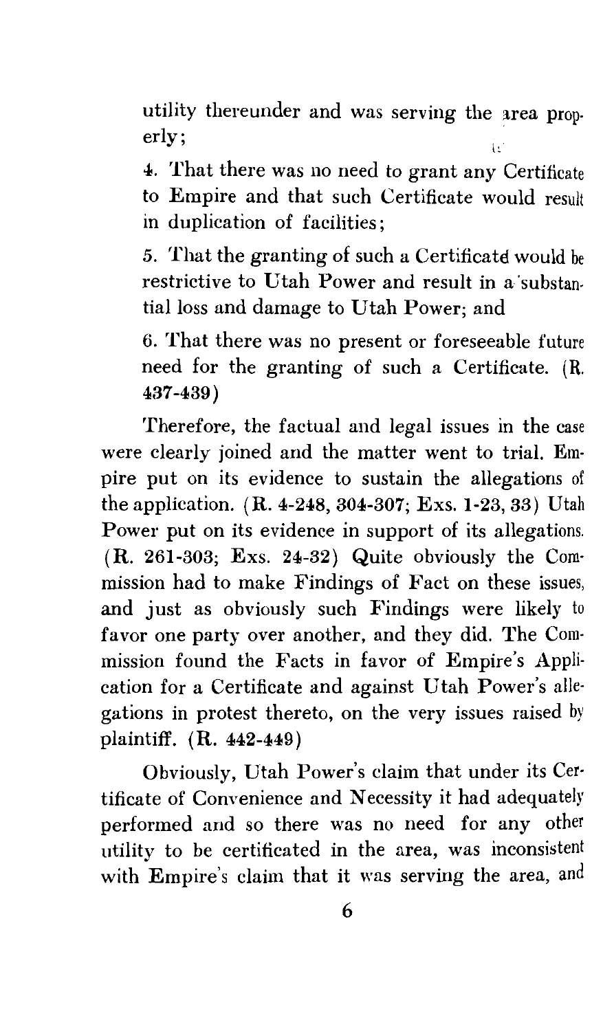utility thereunder and was serving the area properly;

4. That there was no need to grant any Certificate to Empire and that such Certificate would result in duplication of facilities;

5. That the granting of such a Certificate would be restrictive to Utah Power and result in a substantial loss and damage to Utah Power; and

6. That there was no present or foreseeable future need for the granting of such a Certificate. (R. 437-439)

Therefore, the factual and legal issues in the case were clearly joined and the matter went to trial. Empire put on its evidence to sustain the allegations of the application. (R. 4-248, 304-307; Exs. 1-23, 33) Utah Power put on its evidence in support of its allegations. (R. 261-303; Exs. 24-32) Quite obviously the Commission had to make Findings of Fact on these issues, and just as obviously such Findings were likely to favor one party over another, and they did. The Commission found the Facts in favor of Empire's Application for a Certificate and against Utah Power's allegations in protest thereto, on the very issues raised by plaintiff. (R. 442-449)

Obviously, Utah Power's claim that under its Certificate of Convenience and Necessity it had adequately performed and so there was no need for any other utility to be certificated in the area, was inconsistent with Empire's claim that it was serving the area, and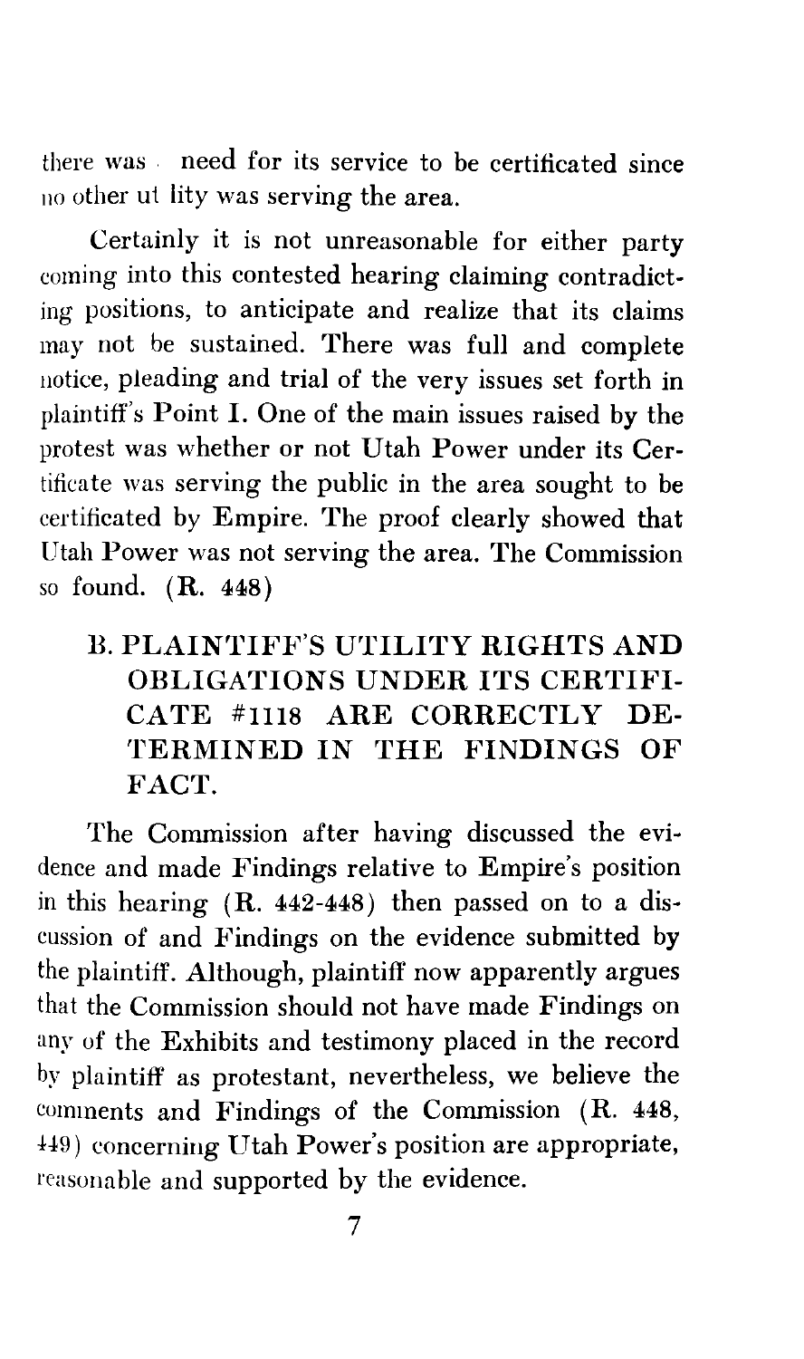there was need for its service to be certificated since no other ut lity was serving the area.

Certainly it is not unreasonable for either party coming into this contested hearing claiming contradicting positions, to anticipate and realize that its claims may not be sustained. There was full and complete notice, pleading and trial of the very issues set forth in plaintiff's Point I. One of the main issues raised by the protest was whether or not Utah Power under its Certificate was serving the public in the area sought to be certificated by Empire. The proof clearly showed that Utah Power was not serving the area. The Commission so found. (R. 448)

## B. PLAINTIFF'S UTILITY RIGHTS AND OBLIGATIONS UNDER ITS CERTIFICATE #1118 ARE CORRECTLY DETERMINED IN THE FINDINGS OF FACT.

The Commission after having discussed the evidence and made Findings relative to Empire's position in this hearing (R. 442-448) then passed on to a discussion of and Findings on the evidence submitted by the plaintiff. Although, plaintiff now apparently argues that the Commission should not have made Findings on any of the Exhibits and testimony placed in the record by plaintiff as protestant, nevertheless, we believe the comments and Findings of the Commission (R. 448, 449) concerning Utah Power's position are appropriate, reasonable and supported by the evidence.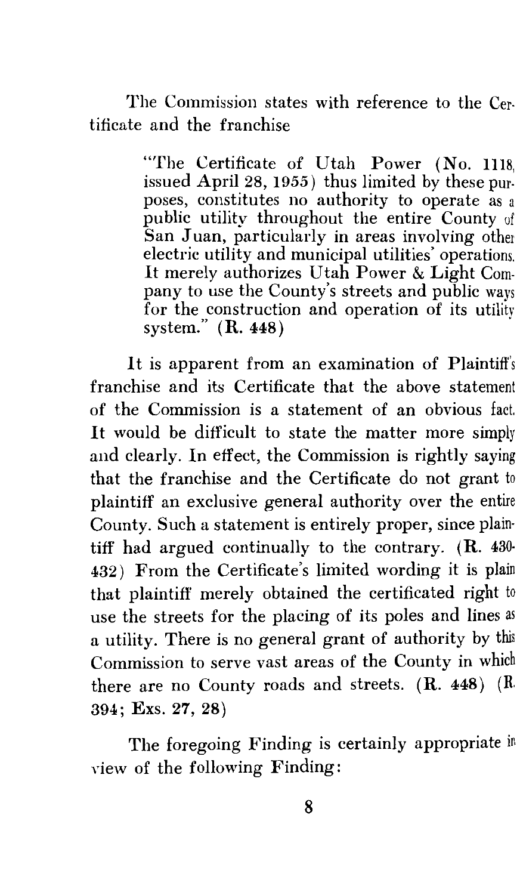The Commission states with reference to the Certificate and the franchise

> "The Certificate of Utah Power (No. 1118, issued April 28, 1955) thus limited by these purposes, constitutes no authority to operate as a public utility throughout the entire County of San Juan, particularly in areas involving other electric utility and municipal utilities' operations. It merely authorizes Utah Power & Light Company to use the County's streets and public ways for the construction and operation of its utility system." **(R. 448)**

It is apparent from an examination of Plaintiff's franchise and its Certificate that the above statement of the Commission is a statement of an obvious fact. It would be difficult to state the matter more simply and clearly. In effect, the Commission is rightly saying that the franchise and the Certificate do not grant to plaintiff an exclusive general authority over the entire County. Such a statement is entirely proper, since plaintiff had argued continually to the contrary. **(R. 430-432)** From the Certificate's limited wording it is plain that plaintiff merely obtained the certificated right to use the streets for the placing of its poles and lines as a utility. There is no general grant of authority by this Commission to serve vast areas of the County in which there are no County roads and streets. **(R. 448)** **(R. 394; Exs. 27, 28)**

The foregoing Finding is certainly appropriate in view of the following Finding: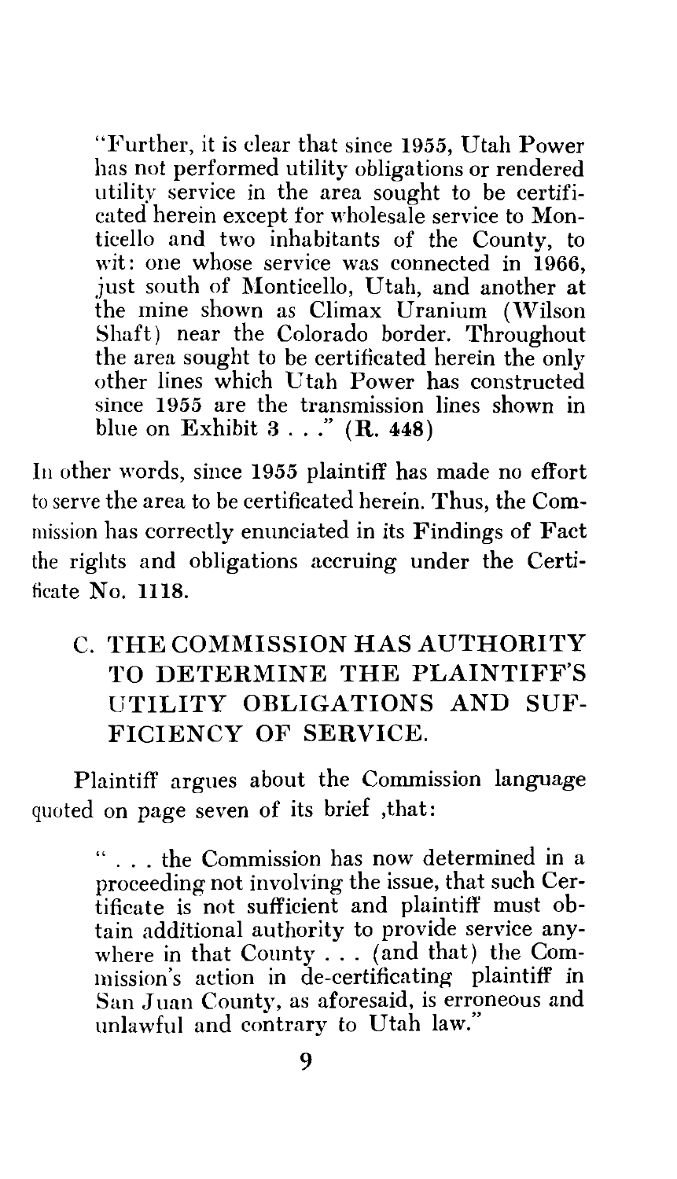> "Further, it is clear that since 1955, Utah Power has not performed utility obligations or rendered utility service in the area sought to be certificated herein except for wholesale service to Monticello and two inhabitants of the County, to wit: one whose service was connected in 1966, just south of Monticello, Utah, and another at the mine shown as Climax Uranium (Wilson Shaft) near the Colorado border. Throughout the area sought to be certificated herein the only other lines which Utah Power has constructed since 1955 are the transmission lines shown in blue on Exhibit 3 . . ." **(R. 448)**

In other words, since 1955 plaintiff has made no effort to serve the area to be certificated herein. Thus, the Commission has correctly enunciated in its Findings of Fact the rights and obligations accruing under the Certificate No. 1118.

## C. THE COMMISSION HAS AUTHORITY TO DETERMINE THE PLAINTIFF'S UTILITY OBLIGATIONS AND SUFFICIENCY OF SERVICE.

Plaintiff argues about the Commission language quoted on page seven of its brief ,that:

> " . . . the Commission has now determined in a proceeding not involving the issue, that such Certificate is not sufficient and plaintiff must obtain additional authority to provide service anywhere in that County . . . (and that) the Commission's action in de-certificating plaintiff in San Juan County, as aforesaid, is erroneous and unlawful and contrary to Utah law."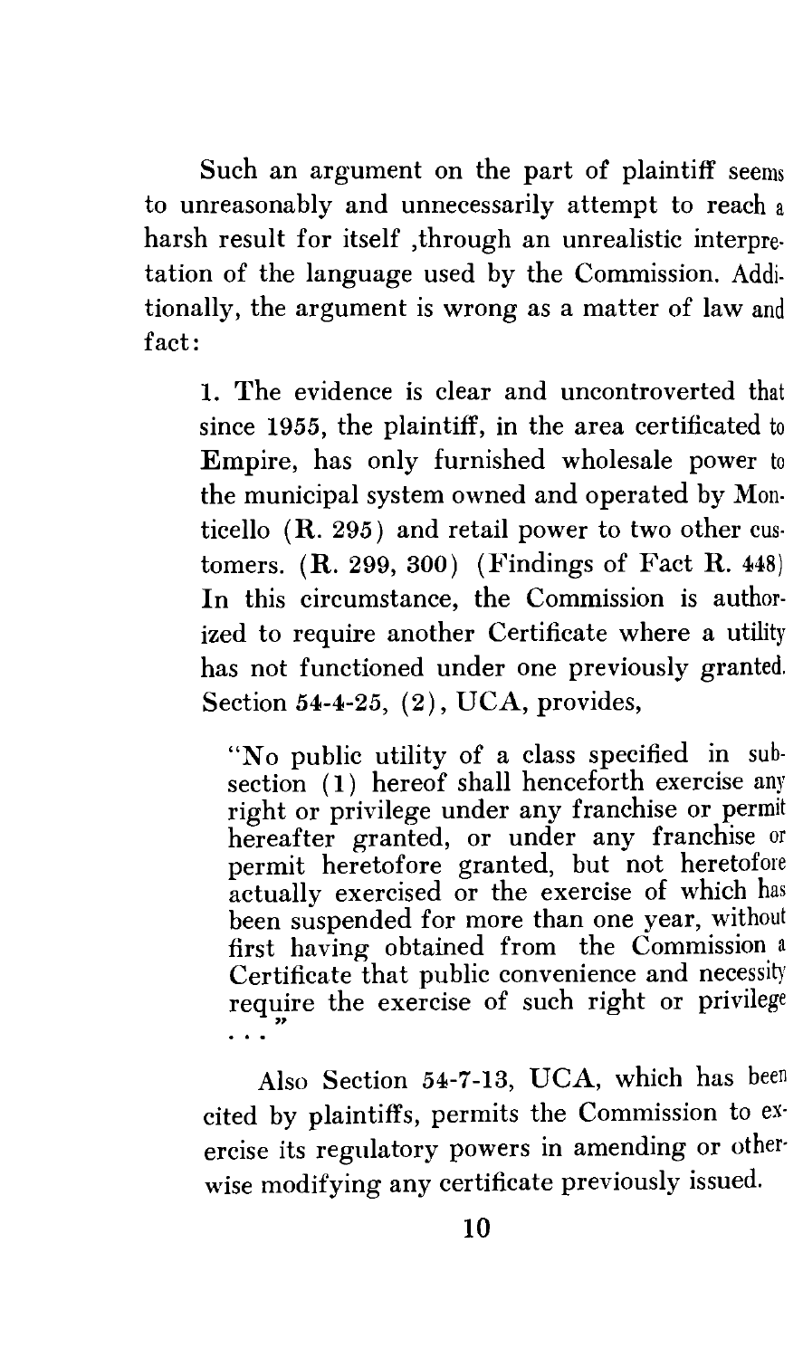Such an argument on the part of plaintiff seems to unreasonably and unnecessarily attempt to reach a harsh result for itself ,through an unrealistic interpretation of the language used by the Commission. Additionally, the argument is wrong as a matter of law and fact:

> 1. The evidence is clear and uncontroverted that since 1955, the plaintiff, in the area certificated to Empire, has only furnished wholesale power to the municipal system owned and operated by Monticello (R. 295) and retail power to two other customers. (R. 299, 300) (Findings of Fact R. 448) In this circumstance, the Commission is authorized to require another Certificate where a utility has not functioned under one previously granted. Section 54-4-25, (2), UCA, provides,
>
> > "No public utility of a class specified in subsection (1) hereof shall henceforth exercise any right or privilege under any franchise or permit hereafter granted, or under any franchise or permit heretofore granted, but not heretofore actually exercised or the exercise of which has been suspended for more than one year, without first having obtained from the Commission a Certificate that public convenience and necessity require the exercise of such right or privilege . . ."
>
> Also Section 54-7-13, UCA, which has been cited by plaintiffs, permits the Commission to exercise its regulatory powers in amending or otherwise modifying any certificate previously issued.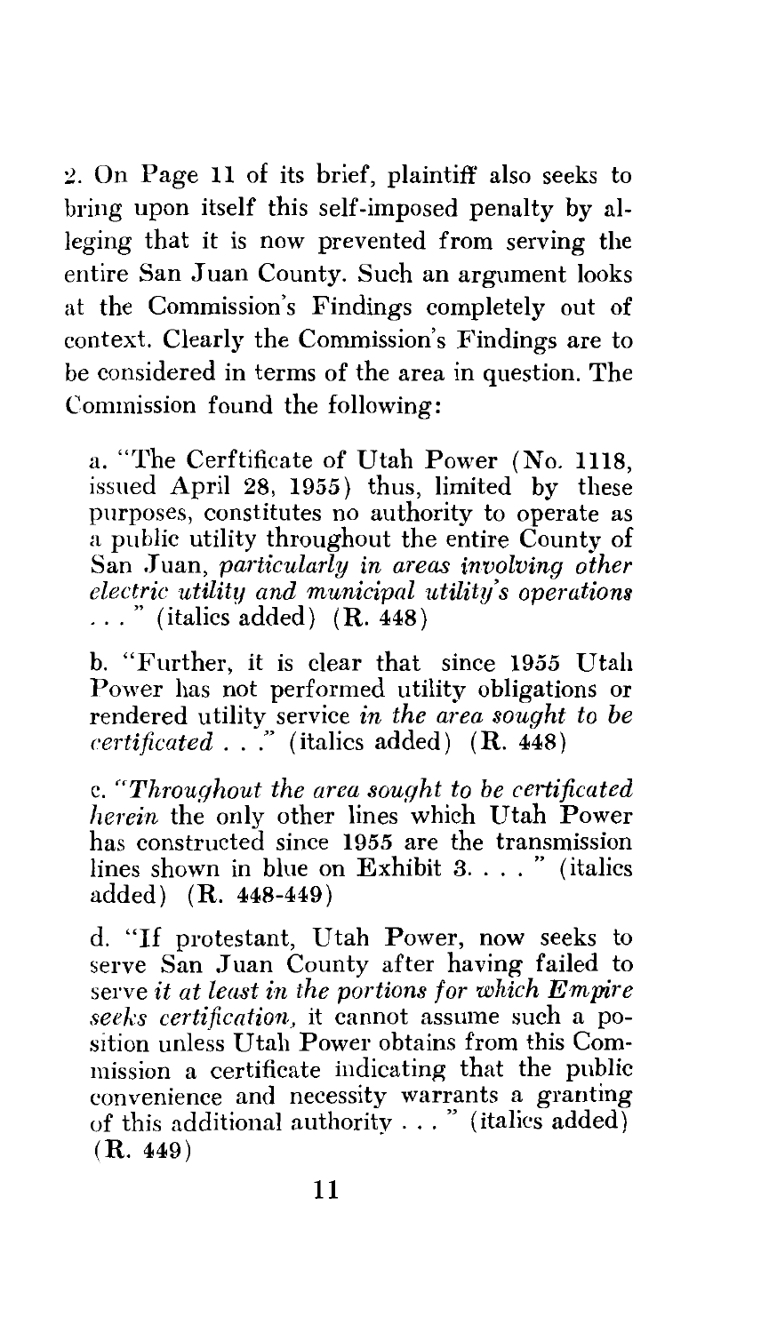2. On Page 11 of its brief, plaintiff also seeks to bring upon itself this self-imposed penalty by alleging that it is now prevented from serving the entire San Juan County. Such an argument looks at the Commission's Findings completely out of context. Clearly the Commission's Findings are to be considered in terms of the area in question. The Commission found the following:

> a. "The Cerftificate of Utah Power (No. 1118, issued April 28, 1955) thus, limited by these purposes, constitutes no authority to operate as a public utility throughout the entire County of San Juan, *particularly in areas involving other electric utility and municipal utility's operations* . . . " (italics added) (R. 448)
>
> b. "Further, it is clear that since 1955 Utah Power has not performed utility obligations or rendered utility service *in the area sought to be certificated* . . ." (italics added) (R. 448)
>
> c. "*Throughout the area sought to be certificated herein* the only other lines which Utah Power has constructed since 1955 are the transmission lines shown in blue on Exhibit 3. . . . " (italics added) (R. 448-449)
>
> d. "If protestant, Utah Power, now seeks to serve San Juan County after having failed to serve *it at least in the portions for which Empire seeks certification*, it cannot assume such a position unless Utah Power obtains from this Commission a certificate indicating that the public convenience and necessity warrants a granting of this additional authority . . . " (italics added) (R. 449)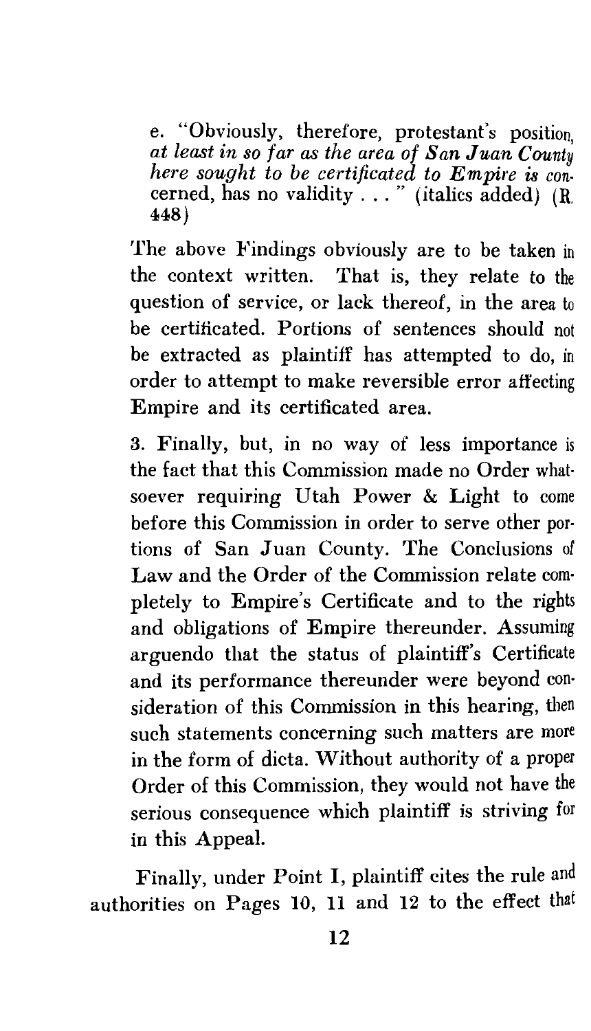e. "Obviously, therefore, protestant's position, *at least in so far as the area of San Juan County here sought to be certificated to Empire is concerned*, has no validity . . . " (italics added) (R. 448)

The above Findings obviously are to be taken in the context written. That is, they relate to the question of service, or lack thereof, in the area to be certificated. Portions of sentences should not be extracted as plaintiff has attempted to do, in order to attempt to make reversible error affecting Empire and its certificated area.

3. Finally, but, in no way of less importance is the fact that this Commission made no Order whatsoever requiring Utah Power & Light to come before this Commission in order to serve other portions of San Juan County. The Conclusions of Law and the Order of the Commission relate completely to Empire's Certificate and to the rights and obligations of Empire thereunder. Assuming arguendo that the status of plaintiff's Certificate and its performance thereunder were beyond consideration of this Commission in this hearing, then such statements concerning such matters are more in the form of dicta. Without authority of a proper Order of this Commission, they would not have the serious consequence which plaintiff is striving for in this Appeal.

Finally, under Point I, plaintiff cites the rule and authorities on Pages 10, 11 and 12 to the effect that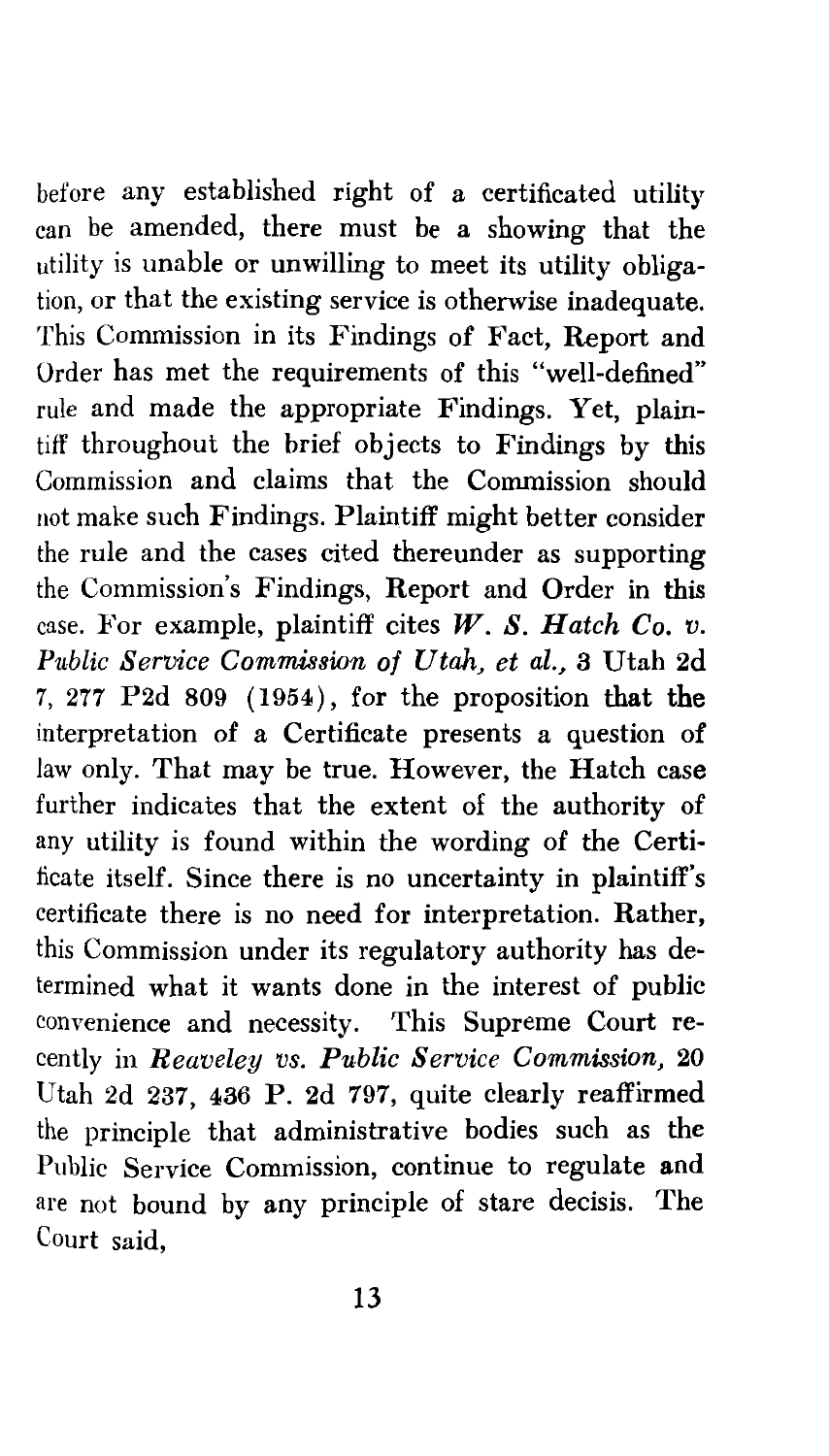before any established right of a certificated utility can be amended, there must be a showing that the utility is unable or unwilling to meet its utility obligation, or that the existing service is otherwise inadequate. This Commission in its Findings of Fact, Report and Order has met the requirements of this "well-defined" rule and made the appropriate Findings. Yet, plaintiff throughout the brief objects to Findings by this Commission and claims that the Commission should not make such Findings. Plaintiff might better consider the rule and the cases cited thereunder as supporting the Commission's Findings, Report and Order in this case. For example, plaintiff cites ***W. S. Hatch Co. v. Public Service Commission of Utah, et al.,*** 3 Utah 2d 7, 277 P2d 809 (1954), for the proposition that the interpretation of a Certificate presents a question of law only. That may be true. However, the Hatch case further indicates that the extent of the authority of any utility is found within the wording of the Certificate itself. Since there is no uncertainty in plaintiff's certificate there is no need for interpretation. Rather, this Commission under its regulatory authority has determined what it wants done in the interest of public convenience and necessity. This Supreme Court recently in ***Reaveley vs. Public Service Commission,*** 20 Utah 2d 237, 436 P. 2d 797, quite clearly reaffirmed the principle that administrative bodies such as the Public Service Commission, continue to regulate and are not bound by any principle of stare decisis. The Court said,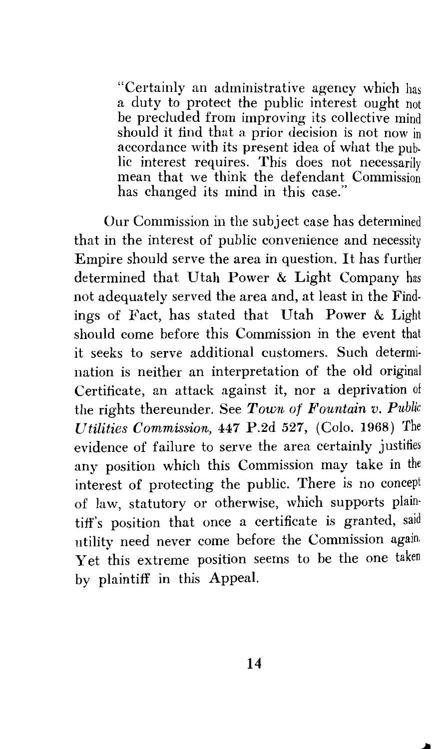> "Certainly an administrative agency which has a duty to protect the public interest ought not be precluded from improving its collective mind should it find that a prior decision is not now in accordance with its present idea of what the public interest requires. This does not necessarily mean that we think the defendant Commission has changed its mind in this case."

Our Commission in the subject case has determined that in the interest of public convenience and necessity Empire should serve the area in question. It has further determined that Utah Power & Light Company has not adequately served the area and, at least in the Findings of Fact, has stated that Utah Power & Light should come before this Commission in the event that it seeks to serve additional customers. Such determination is neither an interpretation of the old original Certificate, an attack against it, nor a deprivation of the rights thereunder. See *Town of Fountain v. Public Utilities Commission*, 447 P.2d 527, (Colo. 1968) The evidence of failure to serve the area certainly justifies any position which this Commission may take in the interest of protecting the public. There is no concept of law, statutory or otherwise, which supports plaintiff's position that once a certificate is granted, said utility need never come before the Commission again. Yet this extreme position seems to be the one taken by plaintiff in this Appeal.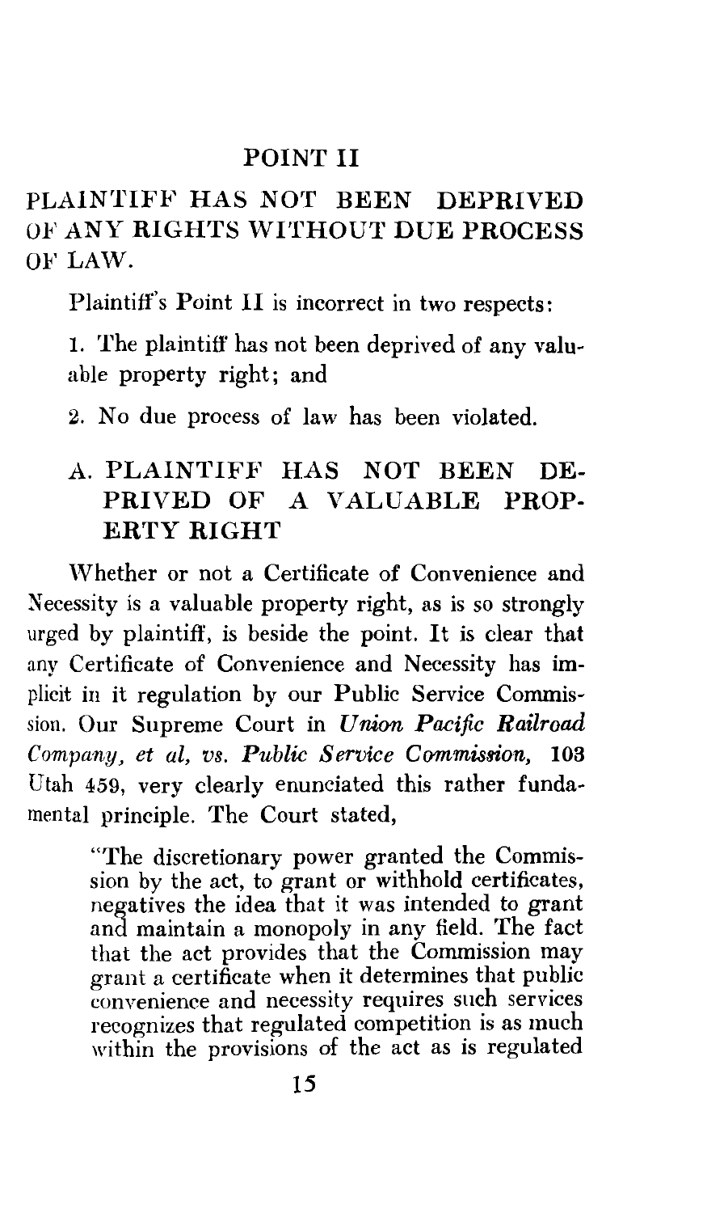## POINT II

## PLAINTIFF HAS NOT BEEN DEPRIVED OF ANY RIGHTS WITHOUT DUE PROCESS OF LAW.

Plaintiff's Point II is incorrect in two respects:

1. The plaintiff has not been deprived of any valuable property right; and

2. No due process of law has been violated.

### A. PLAINTIFF HAS NOT BEEN DEPRIVED OF A VALUABLE PROPERTY RIGHT

Whether or not a Certificate of Convenience and Necessity is a valuable property right, as is so strongly urged by plaintiff, is beside the point. It is clear that any Certificate of Convenience and Necessity has implicit in it regulation by our Public Service Commission. Our Supreme Court in *Union Pacific Railroad Company, et al, vs. Public Service Commission,* **103** Utah 459, very clearly enunciated this rather fundamental principle. The Court stated,

> "The discretionary power granted the Commission by the act, to grant or withhold certificates, negatives the idea that it was intended to grant and maintain a monopoly in any field. The fact that the act provides that the Commission may grant a certificate when it determines that public convenience and necessity requires such services recognizes that regulated competition is as much within the provisions of the act as is regulated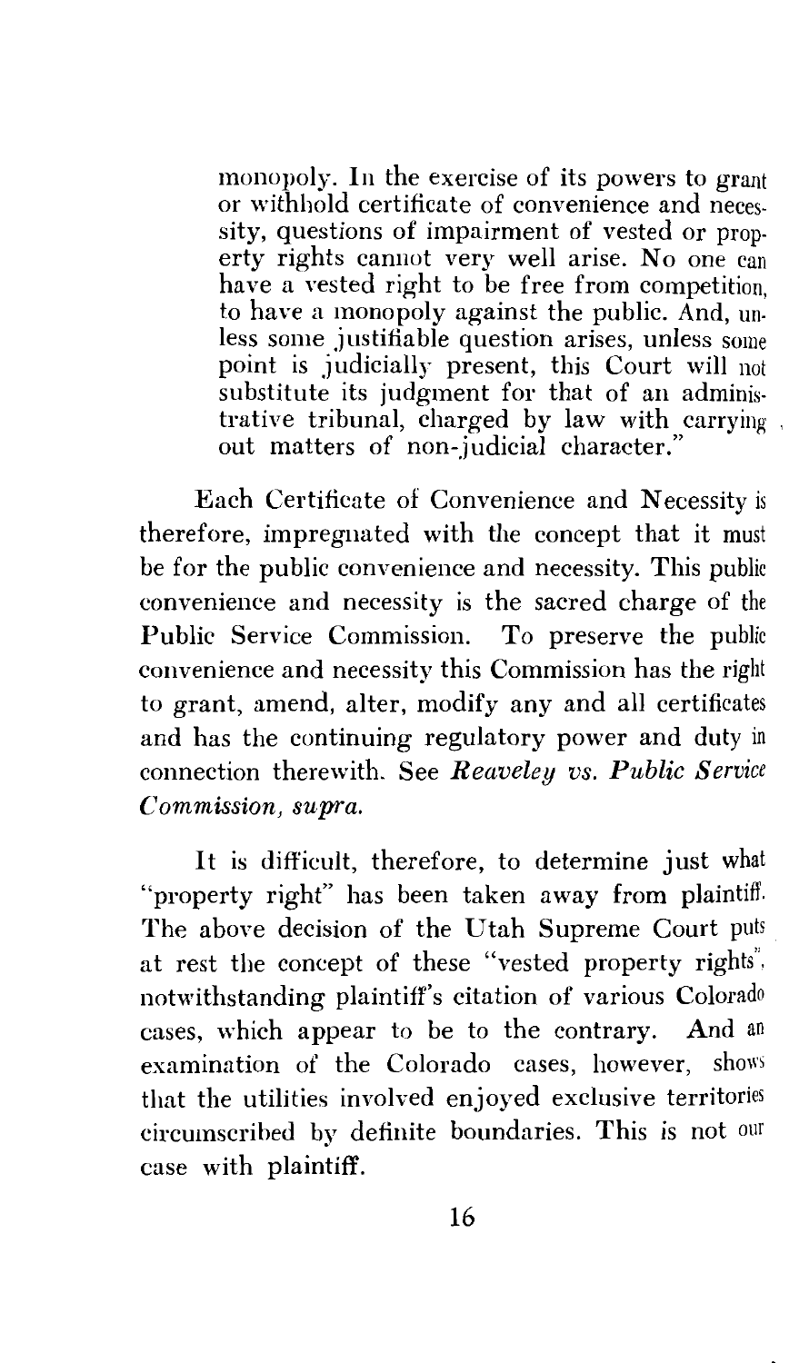> monopoly. In the exercise of its powers to grant or withhold certificate of convenience and necessity, questions of impairment of vested or property rights cannot very well arise. No one can have a vested right to be free from competition, to have a monopoly against the public. And, unless some justifiable question arises, unless some point is judicially present, this Court will not substitute its judgment for that of an administrative tribunal, charged by law with carrying out matters of non-judicial character."

Each Certificate of Convenience and Necessity is therefore, impregnated with the concept that it must be for the public convenience and necessity. This public convenience and necessity is the sacred charge of the Public Service Commission. To preserve the public convenience and necessity this Commission has the right to grant, amend, alter, modify any and all certificates and has the continuing regulatory power and duty in connection therewith. See ***Reaveley vs. Public Service Commission, supra.***

It is difficult, therefore, to determine just what "property right" has been taken away from plaintiff. The above decision of the Utah Supreme Court puts at rest the concept of these "vested property rights", notwithstanding plaintiff's citation of various Colorado cases, which appear to be to the contrary. And an examination of the Colorado cases, however, shows that the utilities involved enjoyed exclusive territories circumscribed by definite boundaries. This is not our case with plaintiff.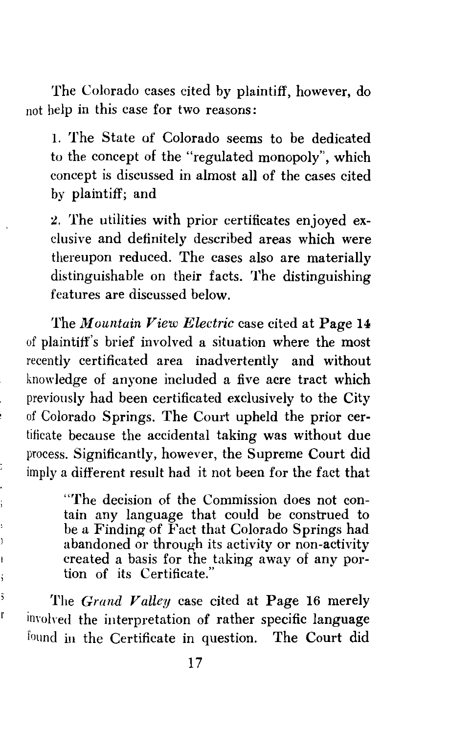The Colorado cases cited by plaintiff, however, do not help in this case for two reasons:

1. The State of Colorado seems to be dedicated to the concept of the "regulated monopoly", which concept is discussed in almost all of the cases cited by plaintiff; and

2. The utilities with prior certificates enjoyed exclusive and definitely described areas which were thereupon reduced. The cases also are materially distinguishable on their facts. The distinguishing features are discussed below.

The *Mountain View Electric* case cited at Page 14 of plaintiff's brief involved a situation where the most recently certificated area inadvertently and without knowledge of anyone included a five acre tract which previously had been certificated exclusively to the City of Colorado Springs. The Court upheld the prior certificate because the accidental taking was without due process. Significantly, however, the Supreme Court did imply a different result had it not been for the fact that

> "The decision of the Commission does not contain any language that could be construed to be a Finding of Fact that Colorado Springs had abandoned or through its activity or non-activity created a basis for the taking away of any portion of its Certificate."

The *Grand Valley* case cited at Page 16 merely involved the interpretation of rather specific language found in the Certificate in question. The Court did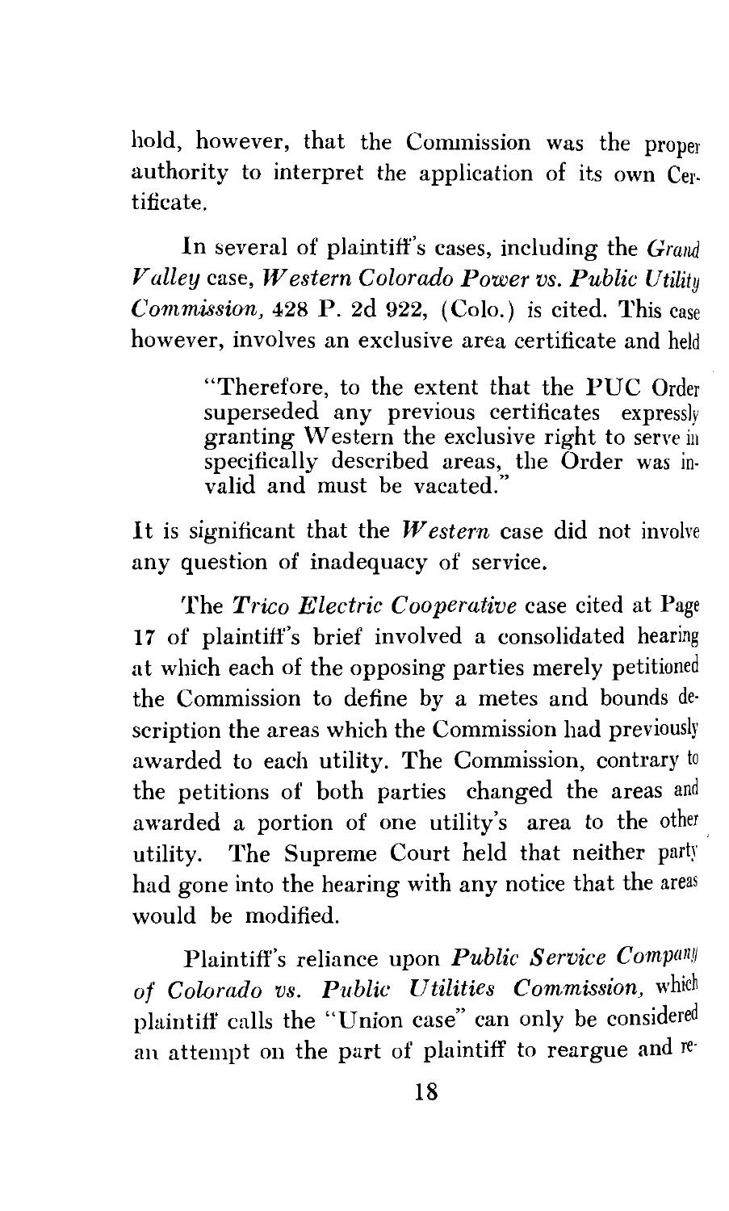hold, however, that the Commission was the proper authority to interpret the application of its own Certificate.

In several of plaintiff's cases, including the *Grand Valley* case, *Western Colorado Power vs. Public Utility Commission*, 428 P. 2d 922, (Colo.) is cited. This case however, involves an exclusive area certificate and held

> "Therefore, to the extent that the PUC Order superseded any previous certificates expressly granting Western the exclusive right to serve in specifically described areas, the Order was invalid and must be vacated."

It is significant that the *Western* case did not involve any question of inadequacy of service.

The *Trico Electric Cooperative* case cited at Page 17 of plaintiff's brief involved a consolidated hearing at which each of the opposing parties merely petitioned the Commission to define by a metes and bounds description the areas which the Commission had previously awarded to each utility. The Commission, contrary to the petitions of both parties changed the areas and awarded a portion of one utility's area to the other utility. The Supreme Court held that neither party had gone into the hearing with any notice that the areas would be modified.

Plaintiff's reliance upon ***Public Service Company of Colorado vs. Public Utilities Commission,*** which plaintiff calls the "Union case" can only be considered an attempt on the part of plaintiff to reargue and re-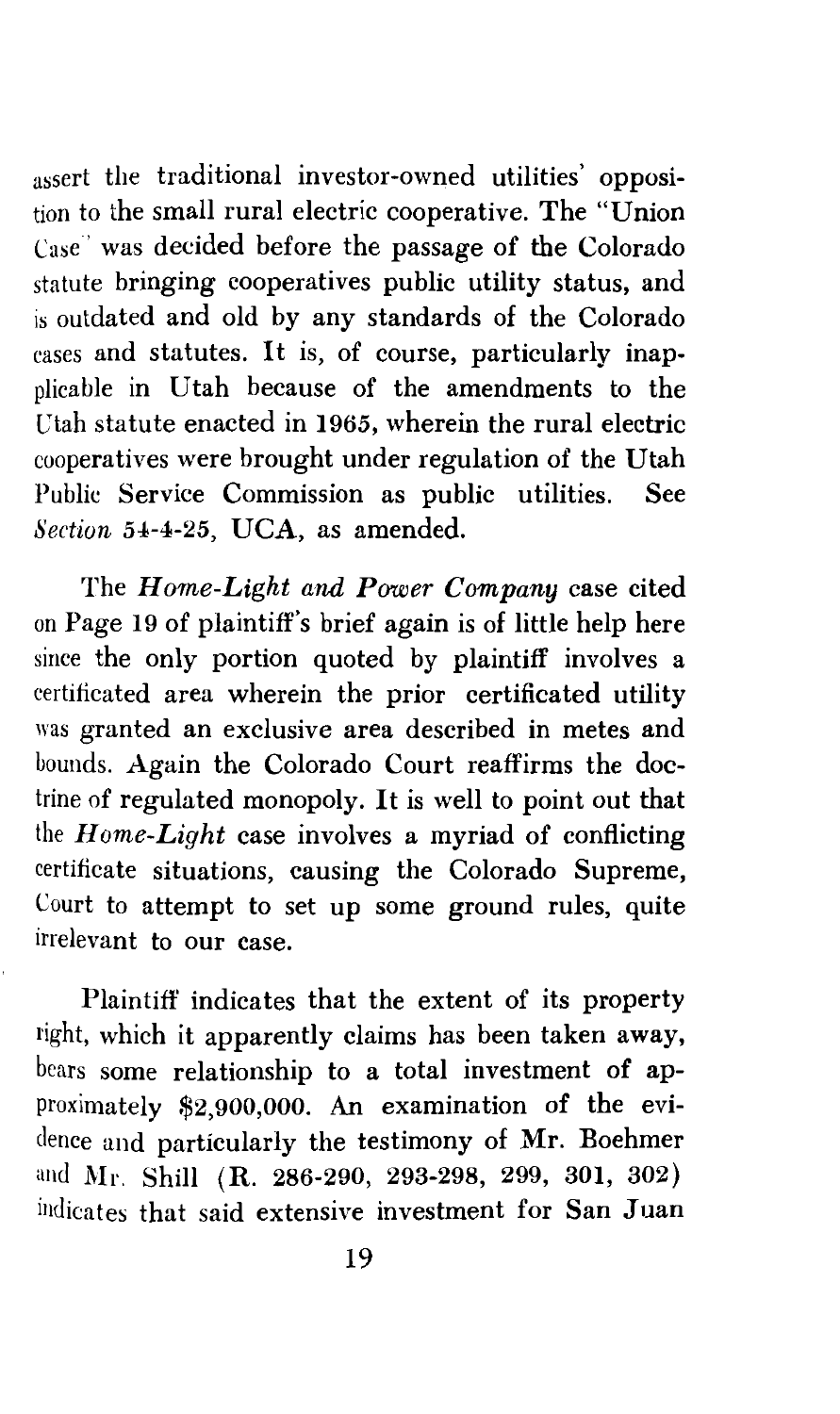assert the traditional investor-owned utilities' opposition to the small rural electric cooperative. The "Union Case" was decided before the passage of the Colorado statute bringing cooperatives public utility status, and is outdated and old by any standards of the Colorado cases and statutes. It is, of course, particularly inapplicable in Utah because of the amendments to the Utah statute enacted in 1965, wherein the rural electric cooperatives were brought under regulation of the Utah Public Service Commission as public utilities. See *Section* 54-4-25, UCA, as amended.

The *Home-Light and Power Company* case cited on Page 19 of plaintiff's brief again is of little help here since the only portion quoted by plaintiff involves a certificated area wherein the prior certificated utility was granted an exclusive area described in metes and bounds. Again the Colorado Court reaffirms the doctrine of regulated monopoly. It is well to point out that the *Home-Light* case involves a myriad of conflicting certificate situations, causing the Colorado Supreme, Court to attempt to set up some ground rules, quite irrelevant to our case.

Plaintiff indicates that the extent of its property right, which it apparently claims has been taken away, bears some relationship to a total investment of approximately $2,900,000. An examination of the evidence and particularly the testimony of Mr. Boehmer and Mr. Shill (R. 286-290, 293-298, 299, 301, 302) indicates that said extensive investment for San Juan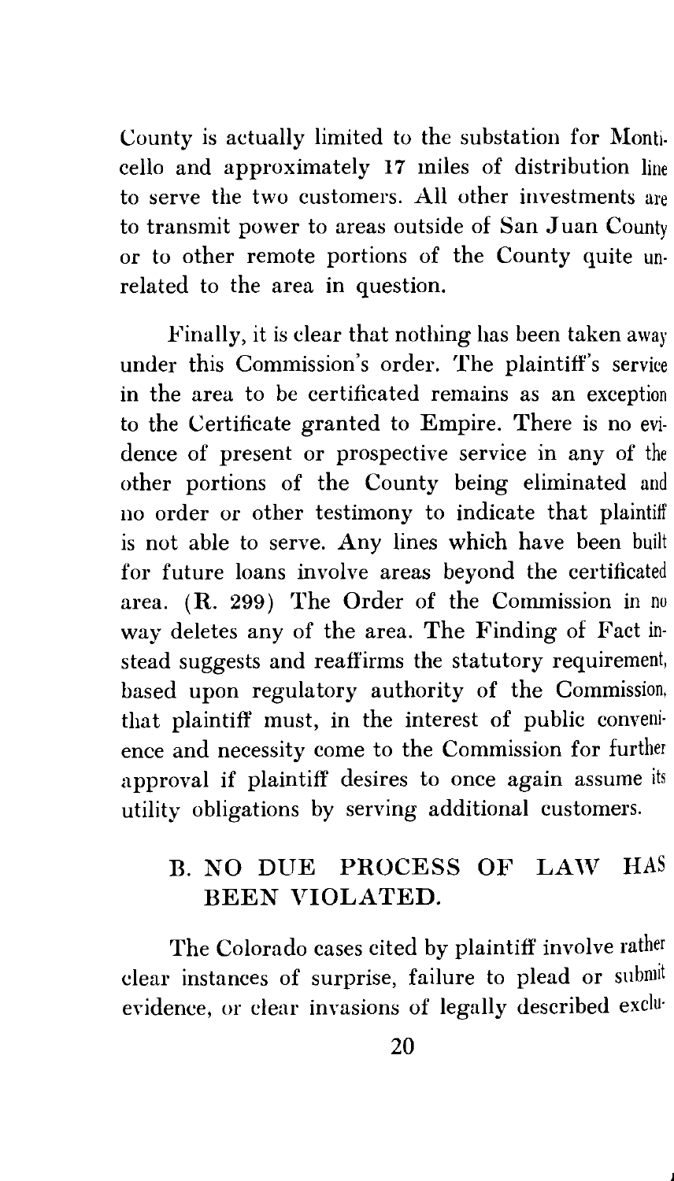County is actually limited to the substation for Monticello and approximately 17 miles of distribution line to serve the two customers. All other investments are to transmit power to areas outside of San Juan County or to other remote portions of the County quite unrelated to the area in question.

Finally, it is clear that nothing has been taken away under this Commission's order. The plaintiff's service in the area to be certificated remains as an exception to the Certificate granted to Empire. There is no evidence of present or prospective service in any of the other portions of the County being eliminated and no order or other testimony to indicate that plaintiff is not able to serve. Any lines which have been built for future loans involve areas beyond the certificated area. (R. 299) The Order of the Commission in no way deletes any of the area. The Finding of Fact instead suggests and reaffirms the statutory requirement, based upon regulatory authority of the Commission, that plaintiff must, in the interest of public convenience and necessity come to the Commission for further approval if plaintiff desires to once again assume its utility obligations by serving additional customers.

## B. NO DUE PROCESS OF LAW HAS BEEN VIOLATED.

The Colorado cases cited by plaintiff involve rather clear instances of surprise, failure to plead or submit evidence, or clear invasions of legally described exclu-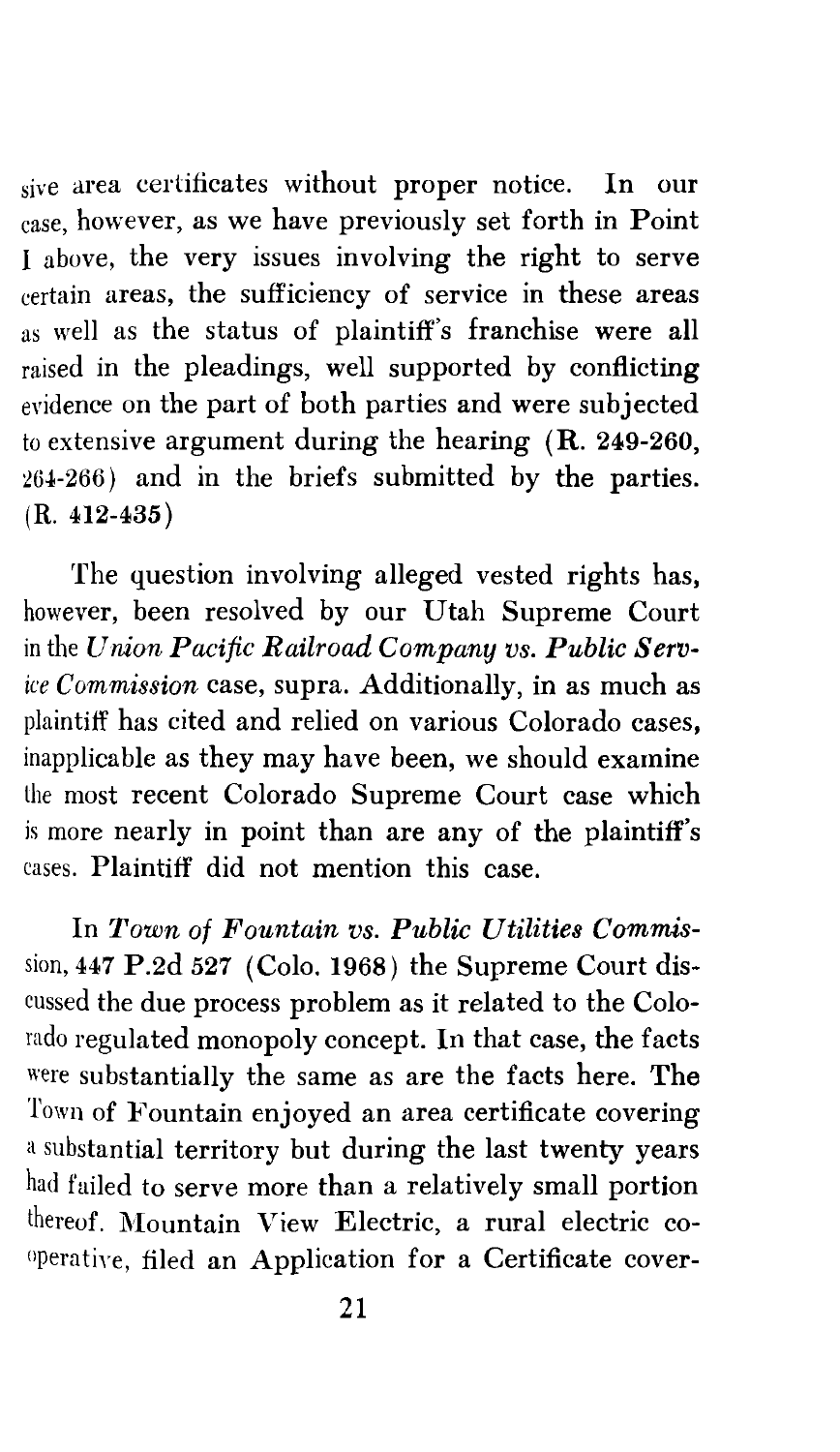sive area certificates without proper notice. In our case, however, as we have previously set forth in Point I above, the very issues involving the right to serve certain areas, the sufficiency of service in these areas as well as the status of plaintiff's franchise were all raised in the pleadings, well supported by conflicting evidence on the part of both parties and were subjected to extensive argument during the hearing (**R. 249-260, 264-266**) and in the briefs submitted by the parties. (**R. 412-435**)

The question involving alleged vested rights has, however, been resolved by our Utah Supreme Court in the *Union Pacific Railroad Company vs. Public Service Commission* case, supra. Additionally, in as much as plaintiff has cited and relied on various Colorado cases, inapplicable as they may have been, we should examine the most recent Colorado Supreme Court case which is more nearly in point than are any of the plaintiff's cases. Plaintiff did not mention this case.

In *Town of Fountain vs. Public Utilities Commission*, 447 P.2d 527 (Colo. 1968) the Supreme Court discussed the due process problem as it related to the Colorado regulated monopoly concept. In that case, the facts were substantially the same as are the facts here. The Town of Fountain enjoyed an area certificate covering a substantial territory but during the last twenty years had failed to serve more than a relatively small portion thereof. Mountain View Electric, a rural electric cooperative, filed an Application for a Certificate cover-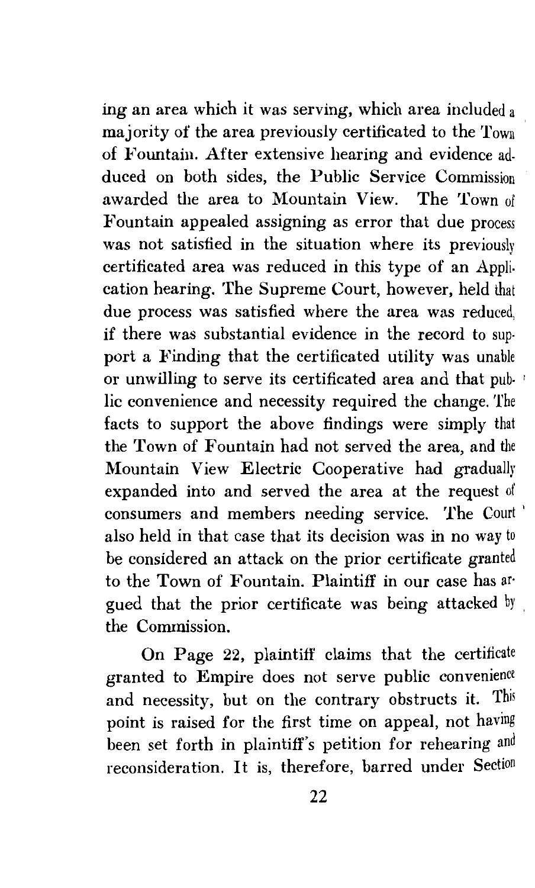ing an area which it was serving, which area included a majority of the area previously certificated to the Town of Fountain. After extensive hearing and evidence adduced on both sides, the Public Service Commission awarded the area to Mountain View. The Town of Fountain appealed assigning as error that due process was not satisfied in the situation where its previously certificated area was reduced in this type of an Application hearing. The Supreme Court, however, held that due process was satisfied where the area was reduced, if there was substantial evidence in the record to support a Finding that the certificated utility was unable or unwilling to serve its certificated area and that public convenience and necessity required the change. The facts to support the above findings were simply that the Town of Fountain had not served the area, and the Mountain View Electric Cooperative had gradually expanded into and served the area at the request of consumers and members needing service. The Court also held in that case that its decision was in no way to be considered an attack on the prior certificate granted to the Town of Fountain. Plaintiff in our case has argued that the prior certificate was being attacked by the Commission.

On Page 22, plaintiff claims that the certificate granted to Empire does not serve public convenience and necessity, but on the contrary obstructs it. This point is raised for the first time on appeal, not having been set forth in plaintiff's petition for rehearing and reconsideration. It is, therefore, barred under Section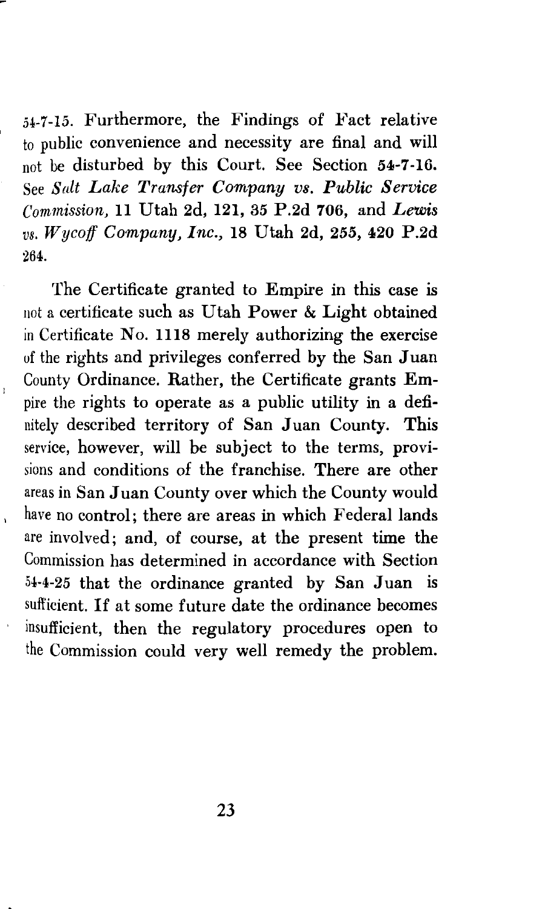54-7-15. Furthermore, the Findings of Fact relative to public convenience and necessity are final and will not be disturbed by this Court. See Section 54-7-16. See *Salt Lake Transfer Company vs. Public Service Commission*, 11 Utah 2d, 121, 35 P.2d 706, and *Lewis vs. Wycoff Company, Inc.*, 18 Utah 2d, 255, 420 P.2d 264.

The Certificate granted to Empire in this case is not a certificate such as Utah Power & Light obtained in Certificate No. 1118 merely authorizing the exercise of the rights and privileges conferred by the San Juan County Ordinance. Rather, the Certificate grants Empire the rights to operate as a public utility in a definitely described territory of San Juan County. This service, however, will be subject to the terms, provisions and conditions of the franchise. There are other areas in San Juan County over which the County would have no control; there are areas in which Federal lands are involved; and, of course, at the present time the Commission has determined in accordance with Section 54-4-25 that the ordinance granted by San Juan is sufficient. If at some future date the ordinance becomes insufficient, then the regulatory procedures open to the Commission could very well remedy the problem.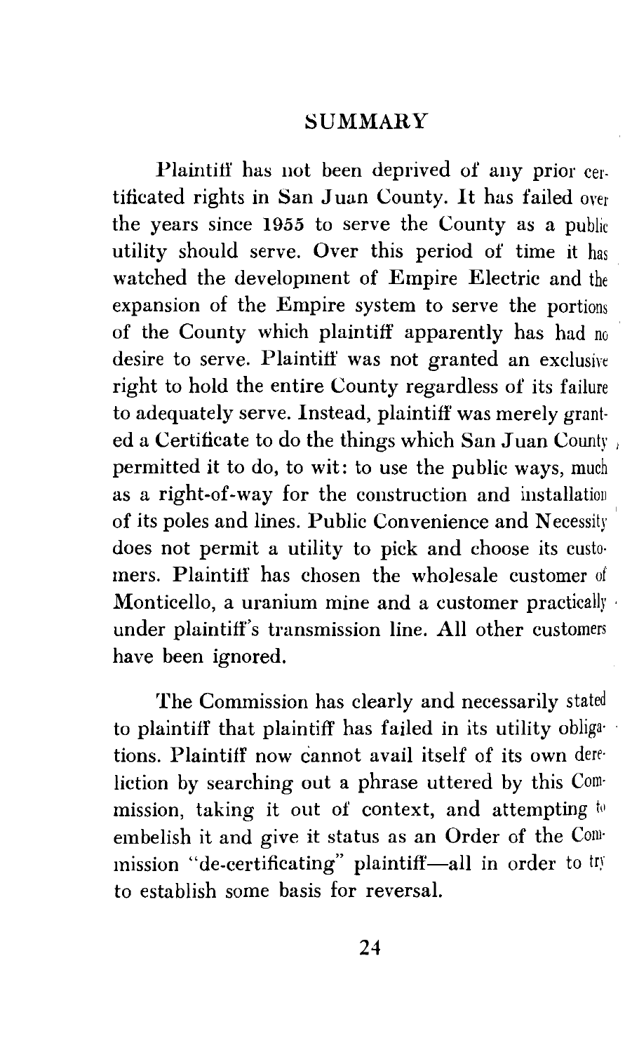## SUMMARY

Plaintiff has not been deprived of any prior certificated rights in San Juan County. It has failed over the years since 1955 to serve the County as a public utility should serve. Over this period of time it has watched the development of Empire Electric and the expansion of the Empire system to serve the portions of the County which plaintiff apparently has had no desire to serve. Plaintiff was not granted an exclusive right to hold the entire County regardless of its failure to adequately serve. Instead, plaintiff was merely granted a Certificate to do the things which San Juan County permitted it to do, to wit: to use the public ways, much as a right-of-way for the construction and installation of its poles and lines. Public Convenience and Necessity does not permit a utility to pick and choose its customers. Plaintiff has chosen the wholesale customer of Monticello, a uranium mine and a customer practically under plaintiff's transmission line. All other customers have been ignored.

The Commission has clearly and necessarily stated to plaintiff that plaintiff has failed in its utility obligations. Plaintiff now cannot avail itself of its own dereliction by searching out a phrase uttered by this Commission, taking it out of context, and attempting to embelish it and give it status as an Order of the Commission "de-certificating" plaintiff—all in order to try to establish some basis for reversal.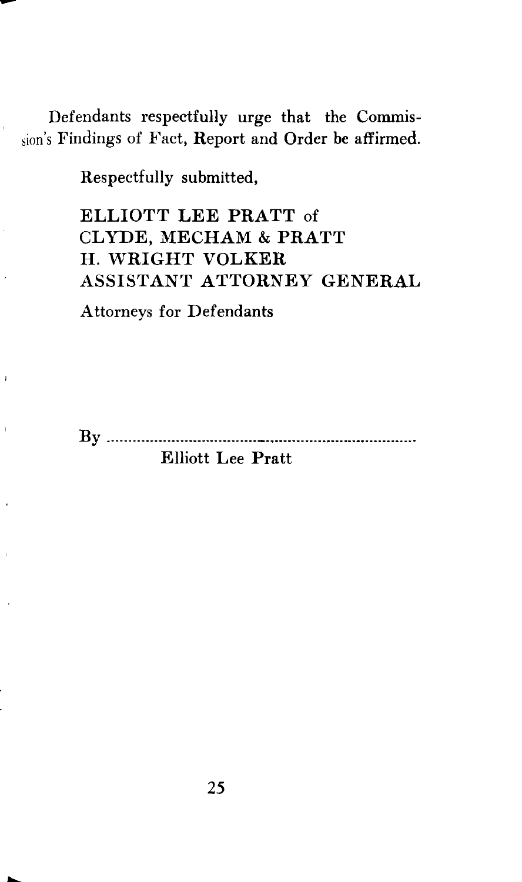Defendants respectfully urge that the Commission's Findings of Fact, Report and Order be affirmed.

Respectfully submitted,

ELLIOTT LEE PRATT of
CLYDE, MECHAM & PRATT
H. WRIGHT VOLKER
ASSISTANT ATTORNEY GENERAL

Attorneys for Defendants

By ..................................................................................
Elliott Lee Pratt